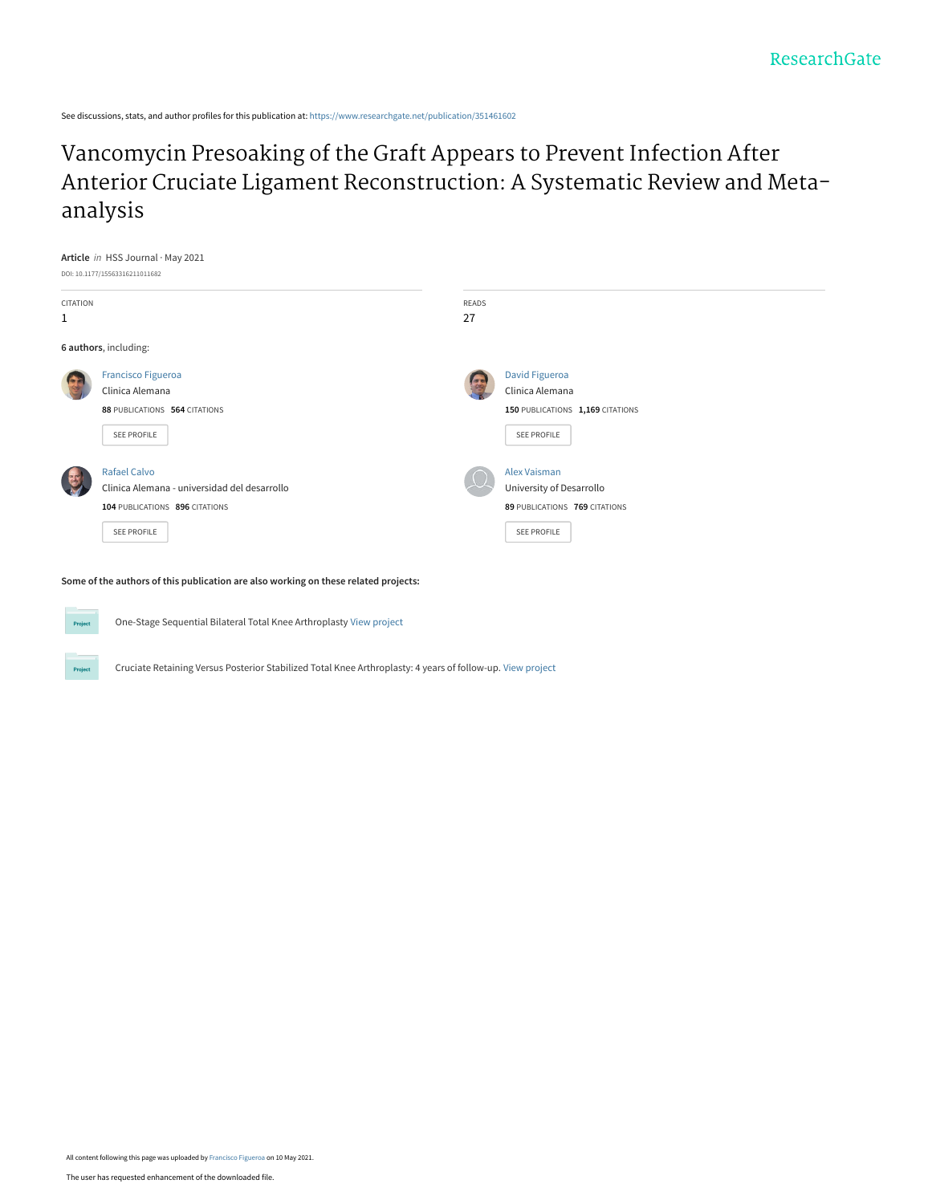ResearchGate

See discussions, stats, and author profiles for this publication at: https://www.researchgate.net/publication/351461602

# Vancomycin Presoaking of the Graft Appears to Prevent Infection After Anterior Cruciate Ligament Reconstruction: A Systematic Review and Meta-analysis

**Article** *in* HSS Journal · May 2021

DOI: 10.1177/15563316211011682

CITATION
1

READS
27

**6 authors**, including:

Francisco Figueroa
Clinica Alemana
**88** PUBLICATIONS **564** CITATIONS

SEE PROFILE

David Figueroa
Clinica Alemana
**150** PUBLICATIONS **1,169** CITATIONS

SEE PROFILE

Rafael Calvo
Clinica Alemana - universidad del desarrollo
**104** PUBLICATIONS **896** CITATIONS

SEE PROFILE

Alex Vaisman
University of Desarrollo
**89** PUBLICATIONS **769** CITATIONS

SEE PROFILE

**Some of the authors of this publication are also working on these related projects:**

Project: One-Stage Sequential Bilateral Total Knee Arthroplasty View project

Project: Cruciate Retaining Versus Posterior Stabilized Total Knee Arthroplasty: 4 years of follow-up. View project

All content following this page was uploaded by Francisco Figueroa on 10 May 2021.

The user has requested enhancement of the downloaded file.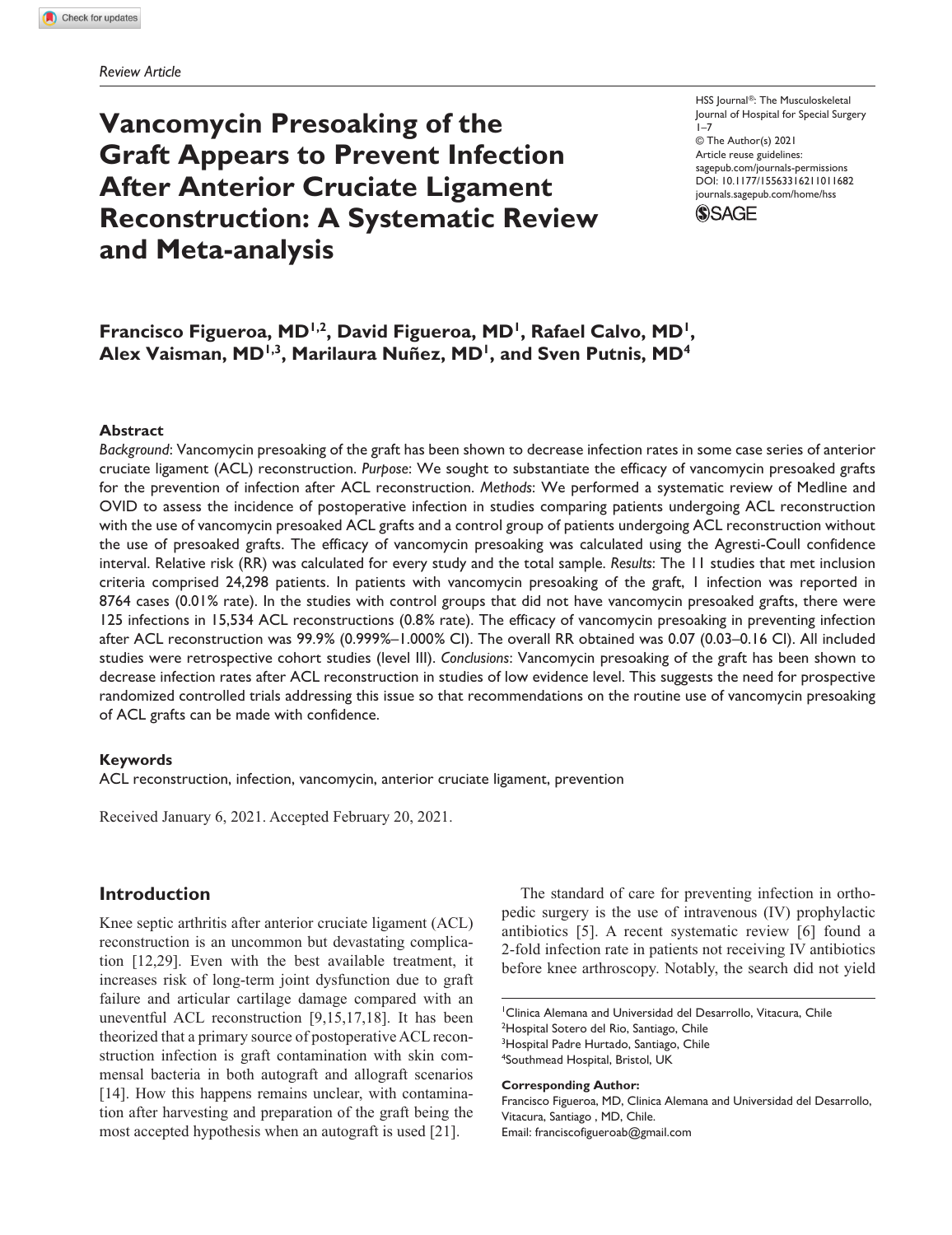Review Article

# Vancomycin Presoaking of the Graft Appears to Prevent Infection After Anterior Cruciate Ligament Reconstruction: A Systematic Review and Meta-analysis

HSS Journal®: The Musculoskeletal Journal of Hospital for Special Surgery
1–7
© The Author(s) 2021
Article reuse guidelines: sagepub.com/journals-permissions
DOI: 10.1177/15563316211011682
journals.sagepub.com/home/hss

**Francisco Figueroa, MD[1,2], David Figueroa, MD[1], Rafael Calvo, MD[1], Alex Vaisman, MD[1,3], Marilaura Nuñez, MD[1], and Sven Putnis, MD[4]**

### Abstract

*Background*: Vancomycin presoaking of the graft has been shown to decrease infection rates in some case series of anterior cruciate ligament (ACL) reconstruction. *Purpose*: We sought to substantiate the efficacy of vancomycin presoaked grafts for the prevention of infection after ACL reconstruction. *Methods*: We performed a systematic review of Medline and OVID to assess the incidence of postoperative infection in studies comparing patients undergoing ACL reconstruction with the use of vancomycin presoaked ACL grafts and a control group of patients undergoing ACL reconstruction without the use of presoaked grafts. The efficacy of vancomycin presoaking was calculated using the Agresti-Coull confidence interval. Relative risk (RR) was calculated for every study and the total sample. *Results*: The 11 studies that met inclusion criteria comprised 24,298 patients. In patients with vancomycin presoaking of the graft, 1 infection was reported in 8764 cases (0.01% rate). In the studies with control groups that did not have vancomycin presoaked grafts, there were 125 infections in 15,534 ACL reconstructions (0.8% rate). The efficacy of vancomycin presoaking in preventing infection after ACL reconstruction was 99.9% (0.999%–1.000% CI). The overall RR obtained was 0.07 (0.03–0.16 CI). All included studies were retrospective cohort studies (level III). *Conclusions*: Vancomycin presoaking of the graft has been shown to decrease infection rates after ACL reconstruction in studies of low evidence level. This suggests the need for prospective randomized controlled trials addressing this issue so that recommendations on the routine use of vancomycin presoaking of ACL grafts can be made with confidence.

### Keywords

ACL reconstruction, infection, vancomycin, anterior cruciate ligament, prevention

Received January 6, 2021. Accepted February 20, 2021.

## Introduction

Knee septic arthritis after anterior cruciate ligament (ACL) reconstruction is an uncommon but devastating complication [12,29]. Even with the best available treatment, it increases risk of long-term joint dysfunction due to graft failure and articular cartilage damage compared with an uneventful ACL reconstruction [9,15,17,18]. It has been theorized that a primary source of postoperative ACL reconstruction infection is graft contamination with skin commensal bacteria in both autograft and allograft scenarios [14]. How this happens remains unclear, with contamination after harvesting and preparation of the graft being the most accepted hypothesis when an autograft is used [21].

The standard of care for preventing infection in orthopedic surgery is the use of intravenous (IV) prophylactic antibiotics [5]. A recent systematic review [6] found a 2-fold infection rate in patients not receiving IV antibiotics before knee arthroscopy. Notably, the search did not yield

[1]Clinica Alemana and Universidad del Desarrollo, Vitacura, Chile
[2]Hospital Sotero del Rio, Santiago, Chile
[3]Hospital Padre Hurtado, Santiago, Chile
[4]Southmead Hospital, Bristol, UK

**Corresponding Author:**
Francisco Figueroa, MD, Clinica Alemana and Universidad del Desarrollo, Vitacura, Santiago , MD, Chile.
Email: franciscofigueroab@gmail.com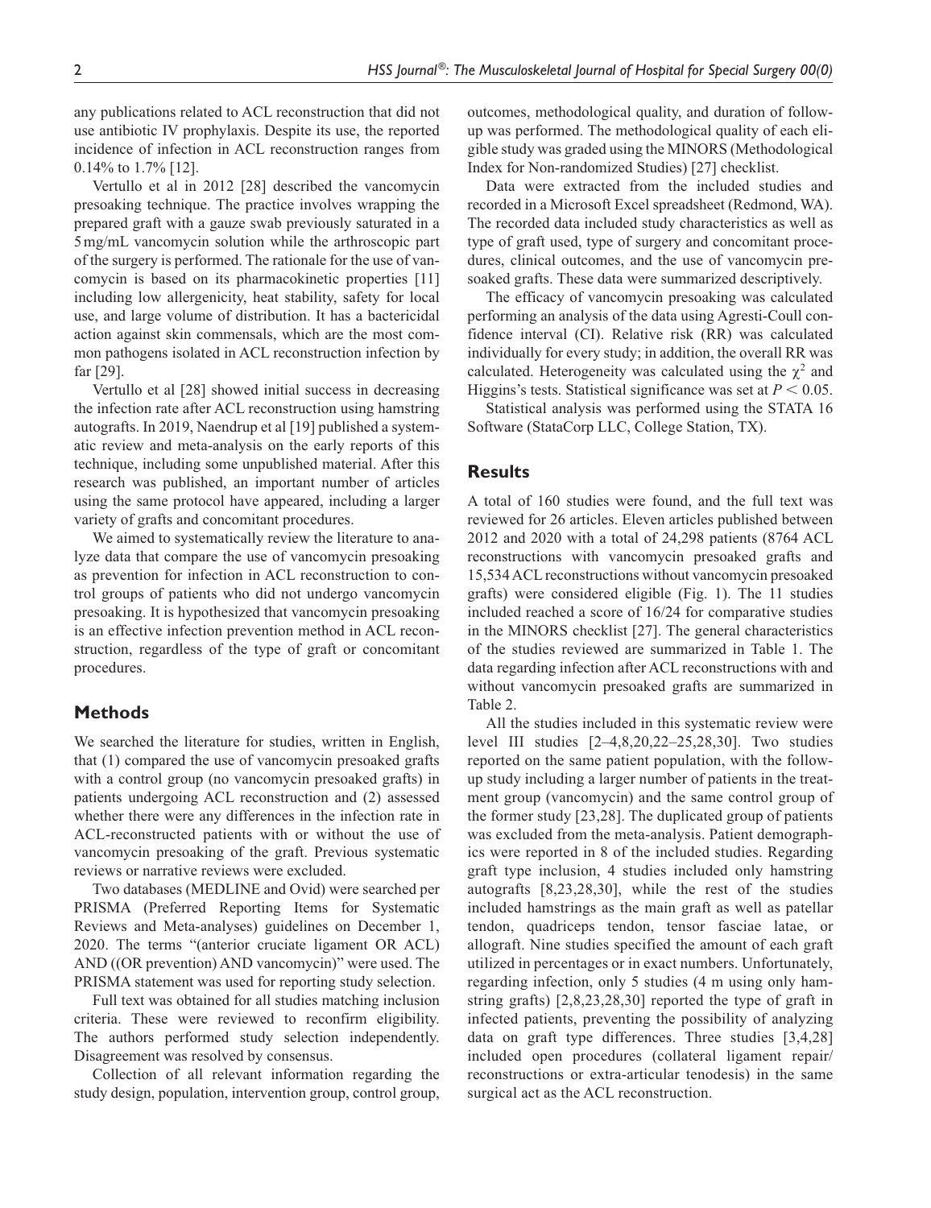any publications related to ACL reconstruction that did not use antibiotic IV prophylaxis. Despite its use, the reported incidence of infection in ACL reconstruction ranges from 0.14% to 1.7% [12].

Vertullo et al in 2012 [28] described the vancomycin presoaking technique. The practice involves wrapping the prepared graft with a gauze swab previously saturated in a 5 mg/mL vancomycin solution while the arthroscopic part of the surgery is performed. The rationale for the use of vancomycin is based on its pharmacokinetic properties [11] including low allergenicity, heat stability, safety for local use, and large volume of distribution. It has a bactericidal action against skin commensals, which are the most common pathogens isolated in ACL reconstruction infection by far [29].

Vertullo et al [28] showed initial success in decreasing the infection rate after ACL reconstruction using hamstring autografts. In 2019, Naendrup et al [19] published a systematic review and meta-analysis on the early reports of this technique, including some unpublished material. After this research was published, an important number of articles using the same protocol have appeared, including a larger variety of grafts and concomitant procedures.

We aimed to systematically review the literature to analyze data that compare the use of vancomycin presoaking as prevention for infection in ACL reconstruction to control groups of patients who did not undergo vancomycin presoaking. It is hypothesized that vancomycin presoaking is an effective infection prevention method in ACL reconstruction, regardless of the type of graft or concomitant procedures.

## Methods

We searched the literature for studies, written in English, that (1) compared the use of vancomycin presoaked grafts with a control group (no vancomycin presoaked grafts) in patients undergoing ACL reconstruction and (2) assessed whether there were any differences in the infection rate in ACL-reconstructed patients with or without the use of vancomycin presoaking of the graft. Previous systematic reviews or narrative reviews were excluded.

Two databases (MEDLINE and Ovid) were searched per PRISMA (Preferred Reporting Items for Systematic Reviews and Meta-analyses) guidelines on December 1, 2020. The terms "(anterior cruciate ligament OR ACL) AND ((OR prevention) AND vancomycin)" were used. The PRISMA statement was used for reporting study selection.

Full text was obtained for all studies matching inclusion criteria. These were reviewed to reconfirm eligibility. The authors performed study selection independently. Disagreement was resolved by consensus.

Collection of all relevant information regarding the study design, population, intervention group, control group, outcomes, methodological quality, and duration of follow-up was performed. The methodological quality of each eligible study was graded using the MINORS (Methodological Index for Non-randomized Studies) [27] checklist.

Data were extracted from the included studies and recorded in a Microsoft Excel spreadsheet (Redmond, WA). The recorded data included study characteristics as well as type of graft used, type of surgery and concomitant procedures, clinical outcomes, and the use of vancomycin presoaked grafts. These data were summarized descriptively.

The efficacy of vancomycin presoaking was calculated performing an analysis of the data using Agresti-Coull confidence interval (CI). Relative risk (RR) was calculated individually for every study; in addition, the overall RR was calculated. Heterogeneity was calculated using the $\chi^2$ and Higgins's tests. Statistical significance was set at $P < 0.05$.

Statistical analysis was performed using the STATA 16 Software (StataCorp LLC, College Station, TX).

## Results

A total of 160 studies were found, and the full text was reviewed for 26 articles. Eleven articles published between 2012 and 2020 with a total of 24,298 patients (8764 ACL reconstructions with vancomycin presoaked grafts and 15,534 ACL reconstructions without vancomycin presoaked grafts) were considered eligible (Fig. 1). The 11 studies included reached a score of 16/24 for comparative studies in the MINORS checklist [27]. The general characteristics of the studies reviewed are summarized in Table 1. The data regarding infection after ACL reconstructions with and without vancomycin presoaked grafts are summarized in Table 2.

All the studies included in this systematic review were level III studies [2–4,8,20,22–25,28,30]. Two studies reported on the same patient population, with the follow-up study including a larger number of patients in the treatment group (vancomycin) and the same control group of the former study [23,28]. The duplicated group of patients was excluded from the meta-analysis. Patient demographics were reported in 8 of the included studies. Regarding graft type inclusion, 4 studies included only hamstring autografts [8,23,28,30], while the rest of the studies included hamstrings as the main graft as well as patellar tendon, quadriceps tendon, tensor fasciae latae, or allograft. Nine studies specified the amount of each graft utilized in percentages or in exact numbers. Unfortunately, regarding infection, only 5 studies (4 m using only hamstring grafts) [2,8,23,28,30] reported the type of graft in infected patients, preventing the possibility of analyzing data on graft type differences. Three studies [3,4,28] included open procedures (collateral ligament repair/reconstructions or extra-articular tenodesis) in the same surgical act as the ACL reconstruction.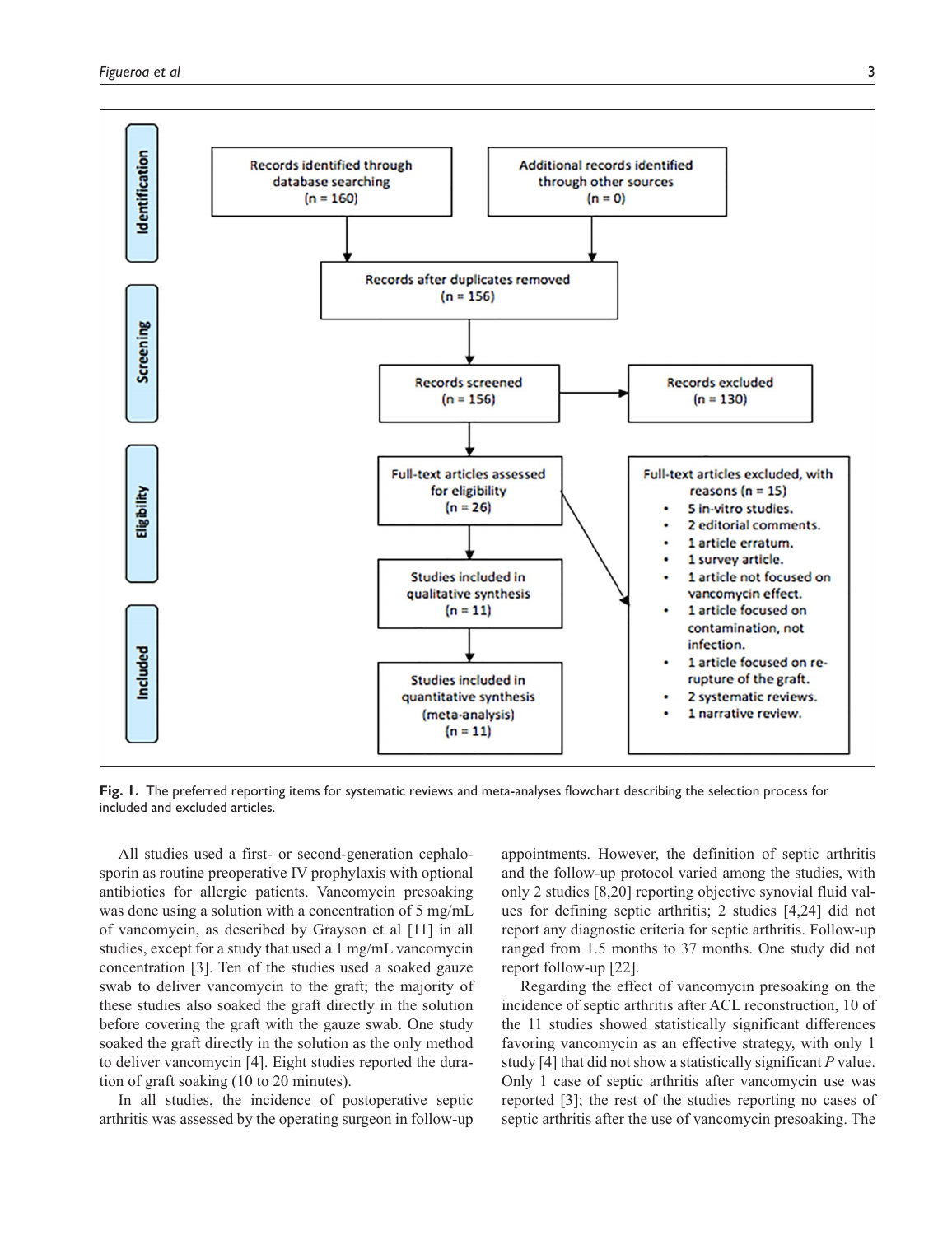Identification

Records identified through database searching (n = 160)

Additional records identified through other sources (n = 0)

Screening

Records after duplicates removed (n = 156)

Records screened (n = 156)

Records excluded (n = 130)

Eligibility

Full-text articles assessed for eligibility (n = 26)

Full-text articles excluded, with reasons (n = 15)

- 5 in-vitro studies.
- 2 editorial comments.
- 1 article erratum.
- 1 survey article.
- 1 article not focused on vancomycin effect.
- 1 article focused on contamination, not infection.
- 1 article focused on re-rupture of the graft.
- 2 systematic reviews.
- 1 narrative review.

Included

Studies included in qualitative synthesis (n = 11)

Studies included in quantitative synthesis (meta-analysis) (n = 11)

**Fig. 1.** The preferred reporting items for systematic reviews and meta-analyses flowchart describing the selection process for included and excluded articles.

All studies used a first- or second-generation cephalosporin as routine preoperative IV prophylaxis with optional antibiotics for allergic patients. Vancomycin presoaking was done using a solution with a concentration of 5 mg/mL of vancomycin, as described by Grayson et al [11] in all studies, except for a study that used a 1 mg/mL vancomycin concentration [3]. Ten of the studies used a soaked gauze swab to deliver vancomycin to the graft; the majority of these studies also soaked the graft directly in the solution before covering the graft with the gauze swab. One study soaked the graft directly in the solution as the only method to deliver vancomycin [4]. Eight studies reported the duration of graft soaking (10 to 20 minutes).

In all studies, the incidence of postoperative septic arthritis was assessed by the operating surgeon in follow-up appointments. However, the definition of septic arthritis and the follow-up protocol varied among the studies, with only 2 studies [8,20] reporting objective synovial fluid values for defining septic arthritis; 2 studies [4,24] did not report any diagnostic criteria for septic arthritis. Follow-up ranged from 1.5 months to 37 months. One study did not report follow-up [22].

Regarding the effect of vancomycin presoaking on the incidence of septic arthritis after ACL reconstruction, 10 of the 11 studies showed statistically significant differences favoring vancomycin as an effective strategy, with only 1 study [4] that did not show a statistically significant *P* value. Only 1 case of septic arthritis after vancomycin use was reported [3]; the rest of the studies reporting no cases of septic arthritis after the use of vancomycin presoaking. The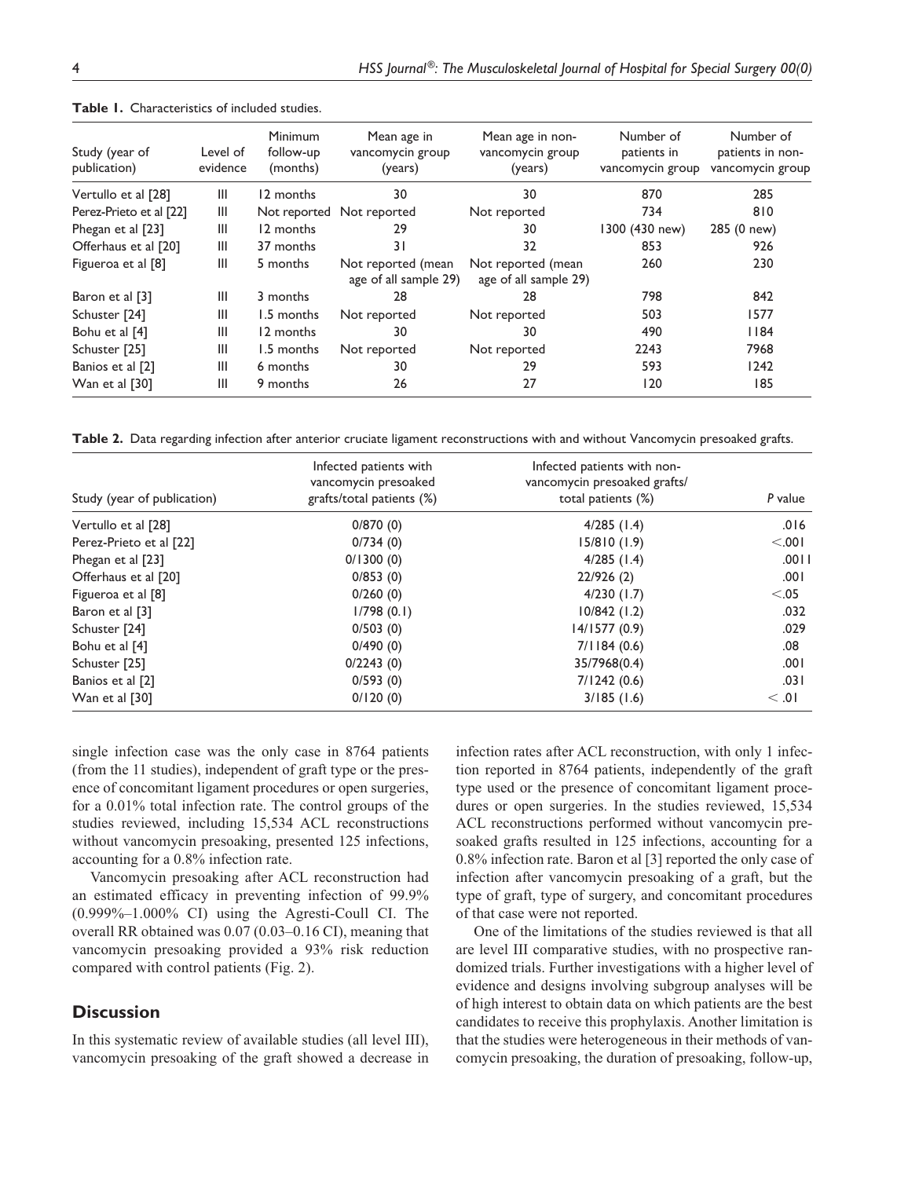**Table 1.** Characteristics of included studies.

| Study (year of publication) | Level of evidence | Minimum follow-up (months) | Mean age in vancomycin group (years) | Mean age in non-vancomycin group (years) | Number of patients in vancomycin group | Number of patients in non-vancomycin group |
|---|---|---|---|---|---|---|
| Vertullo et al [28] | III | 12 months | 30 | 30 | 870 | 285 |
| Perez-Prieto et al [22] | III | Not reported | Not reported | Not reported | 734 | 810 |
| Phegan et al [23] | III | 12 months | 29 | 30 | 1300 (430 new) | 285 (0 new) |
| Offerhaus et al [20] | III | 37 months | 31 | 32 | 853 | 926 |
| Figueroa et al [8] | III | 5 months | Not reported (mean age of all sample 29) | Not reported (mean age of all sample 29) | 260 | 230 |
| Baron et al [3] | III | 3 months | 28 | 28 | 798 | 842 |
| Schuster [24] | III | 1.5 months | Not reported | Not reported | 503 | 1577 |
| Bohu et al [4] | III | 12 months | 30 | 30 | 490 | 1184 |
| Schuster [25] | III | 1.5 months | Not reported | Not reported | 2243 | 7968 |
| Banios et al [2] | III | 6 months | 30 | 29 | 593 | 1242 |
| Wan et al [30] | III | 9 months | 26 | 27 | 120 | 185 |

**Table 2.** Data regarding infection after anterior cruciate ligament reconstructions with and without Vancomycin presoaked grafts.

| Study (year of publication) | Infected patients with vancomycin presoaked grafts/total patients (%) | Infected patients with non-vancomycin presoaked grafts/ total patients (%) | *P* value |
|---|---|---|---|
| Vertullo et al [28] | 0/870 (0) | 4/285 (1.4) | .016 |
| Perez-Prieto et al [22] | 0/734 (0) | 15/810 (1.9) | <.001 |
| Phegan et al [23] | 0/1300 (0) | 4/285 (1.4) | .0011 |
| Offerhaus et al [20] | 0/853 (0) | 22/926 (2) | .001 |
| Figueroa et al [8] | 0/260 (0) | 4/230 (1.7) | <.05 |
| Baron et al [3] | 1/798 (0.1) | 10/842 (1.2) | .032 |
| Schuster [24] | 0/503 (0) | 14/1577 (0.9) | .029 |
| Bohu et al [4] | 0/490 (0) | 7/1184 (0.6) | .08 |
| Schuster [25] | 0/2243 (0) | 35/7968(0.4) | .001 |
| Banios et al [2] | 0/593 (0) | 7/1242 (0.6) | .031 |
| Wan et al [30] | 0/120 (0) | 3/185 (1.6) | < .01 |

single infection case was the only case in 8764 patients (from the 11 studies), independent of graft type or the presence of concomitant ligament procedures or open surgeries, for a 0.01% total infection rate. The control groups of the studies reviewed, including 15,534 ACL reconstructions without vancomycin presoaking, presented 125 infections, accounting for a 0.8% infection rate.

Vancomycin presoaking after ACL reconstruction had an estimated efficacy in preventing infection of 99.9% (0.999%–1.000% CI) using the Agresti-Coull CI. The overall RR obtained was 0.07 (0.03–0.16 CI), meaning that vancomycin presoaking provided a 93% risk reduction compared with control patients (Fig. 2).

## Discussion

In this systematic review of available studies (all level III), vancomycin presoaking of the graft showed a decrease in infection rates after ACL reconstruction, with only 1 infection reported in 8764 patients, independently of the graft type used or the presence of concomitant ligament procedures or open surgeries. In the studies reviewed, 15,534 ACL reconstructions performed without vancomycin presoaked grafts resulted in 125 infections, accounting for a 0.8% infection rate. Baron et al [3] reported the only case of infection after vancomycin presoaking of a graft, but the type of graft, type of surgery, and concomitant procedures of that case were not reported.

One of the limitations of the studies reviewed is that all are level III comparative studies, with no prospective randomized trials. Further investigations with a higher level of evidence and designs involving subgroup analyses will be of high interest to obtain data on which patients are the best candidates to receive this prophylaxis. Another limitation is that the studies were heterogeneous in their methods of vancomycin presoaking, the duration of presoaking, follow-up,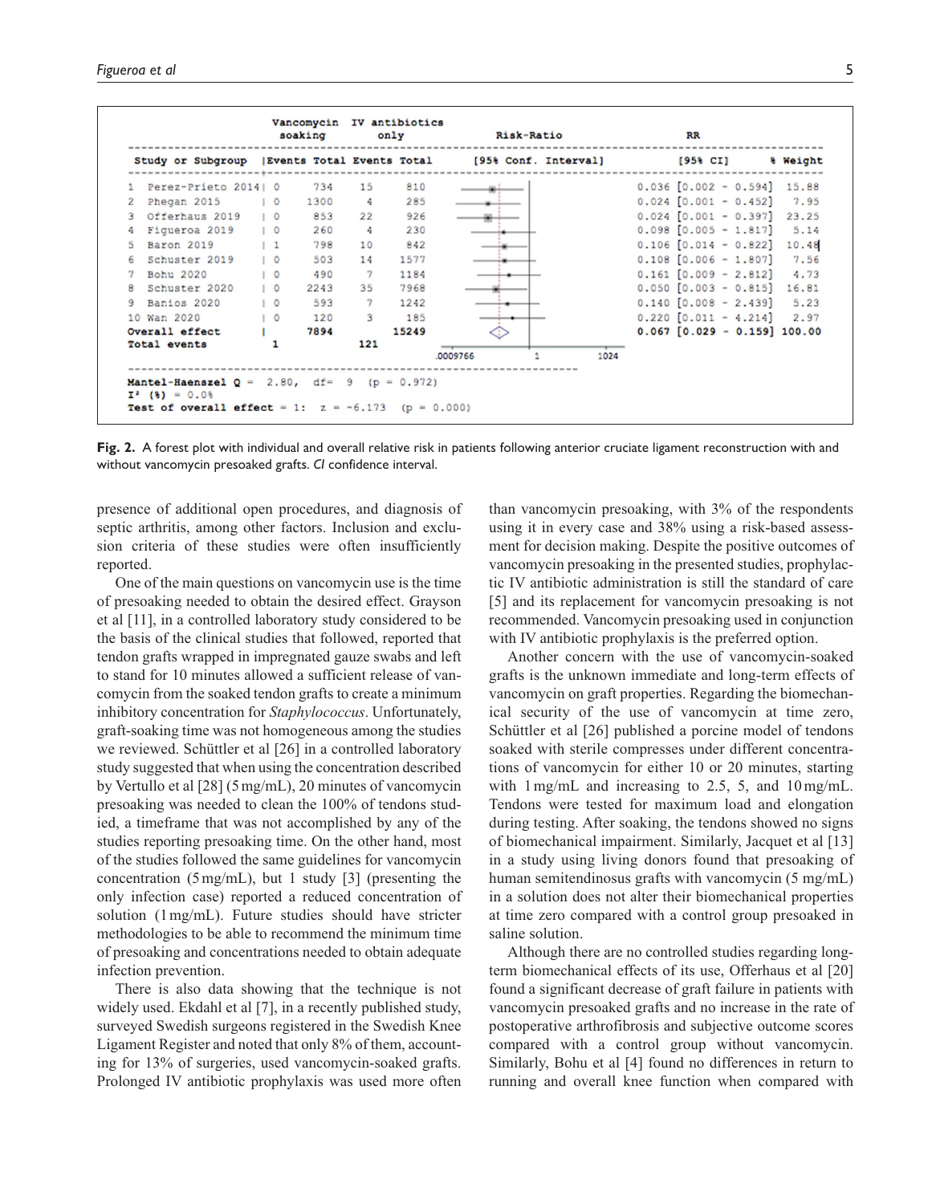| Study or Subgroup | Vancomycin soaking Events | Vancomycin soaking Total | IV antibiotics only Events | IV antibiotics only Total | RR [95% CI] | % Weight |
|---|---|---|---|---|---|---|
| 1 Perez-Prieto 2014 | 0 | 734 | 15 | 810 | 0.036 [0.002 - 0.594] | 15.88 |
| 2 Phegan 2015 | 0 | 1300 | 4 | 285 | 0.024 [0.001 - 0.452] | 7.95 |
| 3 Offerhaus 2019 | 0 | 853 | 22 | 926 | 0.024 [0.001 - 0.397] | 23.25 |
| 4 Figueroa 2019 | 0 | 260 | 4 | 230 | 0.098 [0.005 - 1.817] | 5.14 |
| 5 Baron 2019 | 1 | 798 | 10 | 842 | 0.106 [0.014 - 0.822] | 10.48 |
| 6 Schuster 2019 | 0 | 503 | 14 | 1577 | 0.108 [0.006 - 1.807] | 7.56 |
| 7 Bohu 2020 | 0 | 490 | 7 | 1184 | 0.161 [0.009 - 2.812] | 4.73 |
| 8 Schuster 2020 | 0 | 2243 | 35 | 7968 | 0.050 [0.003 - 0.815] | 16.81 |
| 9 Banios 2020 | 0 | 593 | 7 | 1242 | 0.140 [0.008 - 2.439] | 5.23 |
| 10 Wan 2020 | 0 | 120 | 3 | 185 | 0.220 [0.011 - 4.214] | 2.97 |
| **Overall effect** | | **7894** | | **15249** | **0.067 [0.029 - 0.159]** | **100.00** |
| **Total events** | **1** | | **121** | | | |

Risk-Ratio [95% Conf. Interval] axis: .0009766, 1, 1024

**Mantel-Haenszel Q** = 2.80, df= 9 ($p = 0.972$)
$I^2$ (%) = 0.0%
**Test of overall effect** = 1: $z = -6.173$ ($p = 0.000$)

**Fig. 2.** A forest plot with individual and overall relative risk in patients following anterior cruciate ligament reconstruction with and without vancomycin presoaked grafts. *CI* confidence interval.

presence of additional open procedures, and diagnosis of septic arthritis, among other factors. Inclusion and exclusion criteria of these studies were often insufficiently reported.

One of the main questions on vancomycin use is the time of presoaking needed to obtain the desired effect. Grayson et al [11], in a controlled laboratory study considered to be the basis of the clinical studies that followed, reported that tendon grafts wrapped in impregnated gauze swabs and left to stand for 10 minutes allowed a sufficient release of vancomycin from the soaked tendon grafts to create a minimum inhibitory concentration for *Staphylococcus*. Unfortunately, graft-soaking time was not homogeneous among the studies we reviewed. Schüttler et al [26] in a controlled laboratory study suggested that when using the concentration described by Vertullo et al [28] (5 mg/mL), 20 minutes of vancomycin presoaking was needed to clean the 100% of tendons studied, a timeframe that was not accomplished by any of the studies reporting presoaking time. On the other hand, most of the studies followed the same guidelines for vancomycin concentration (5 mg/mL), but 1 study [3] (presenting the only infection case) reported a reduced concentration of solution (1 mg/mL). Future studies should have stricter methodologies to be able to recommend the minimum time of presoaking and concentrations needed to obtain adequate infection prevention.

There is also data showing that the technique is not widely used. Ekdahl et al [7], in a recently published study, surveyed Swedish surgeons registered in the Swedish Knee Ligament Register and noted that only 8% of them, accounting for 13% of surgeries, used vancomycin-soaked grafts. Prolonged IV antibiotic prophylaxis was used more often than vancomycin presoaking, with 3% of the respondents using it in every case and 38% using a risk-based assessment for decision making. Despite the positive outcomes of vancomycin presoaking in the presented studies, prophylactic IV antibiotic administration is still the standard of care [5] and its replacement for vancomycin presoaking is not recommended. Vancomycin presoaking used in conjunction with IV antibiotic prophylaxis is the preferred option.

Another concern with the use of vancomycin-soaked grafts is the unknown immediate and long-term effects of vancomycin on graft properties. Regarding the biomechanical security of the use of vancomycin at time zero, Schüttler et al [26] published a porcine model of tendons soaked with sterile compresses under different concentrations of vancomycin for either 10 or 20 minutes, starting with 1 mg/mL and increasing to 2.5, 5, and 10 mg/mL. Tendons were tested for maximum load and elongation during testing. After soaking, the tendons showed no signs of biomechanical impairment. Similarly, Jacquet et al [13] in a study using living donors found that presoaking of human semitendinosus grafts with vancomycin (5 mg/mL) in a solution does not alter their biomechanical properties at time zero compared with a control group presoaked in saline solution.

Although there are no controlled studies regarding long-term biomechanical effects of its use, Offerhaus et al [20] found a significant decrease of graft failure in patients with vancomycin presoaked grafts and no increase in the rate of postoperative arthrofibrosis and subjective outcome scores compared with a control group without vancomycin. Similarly, Bohu et al [4] found no differences in return to running and overall knee function when compared with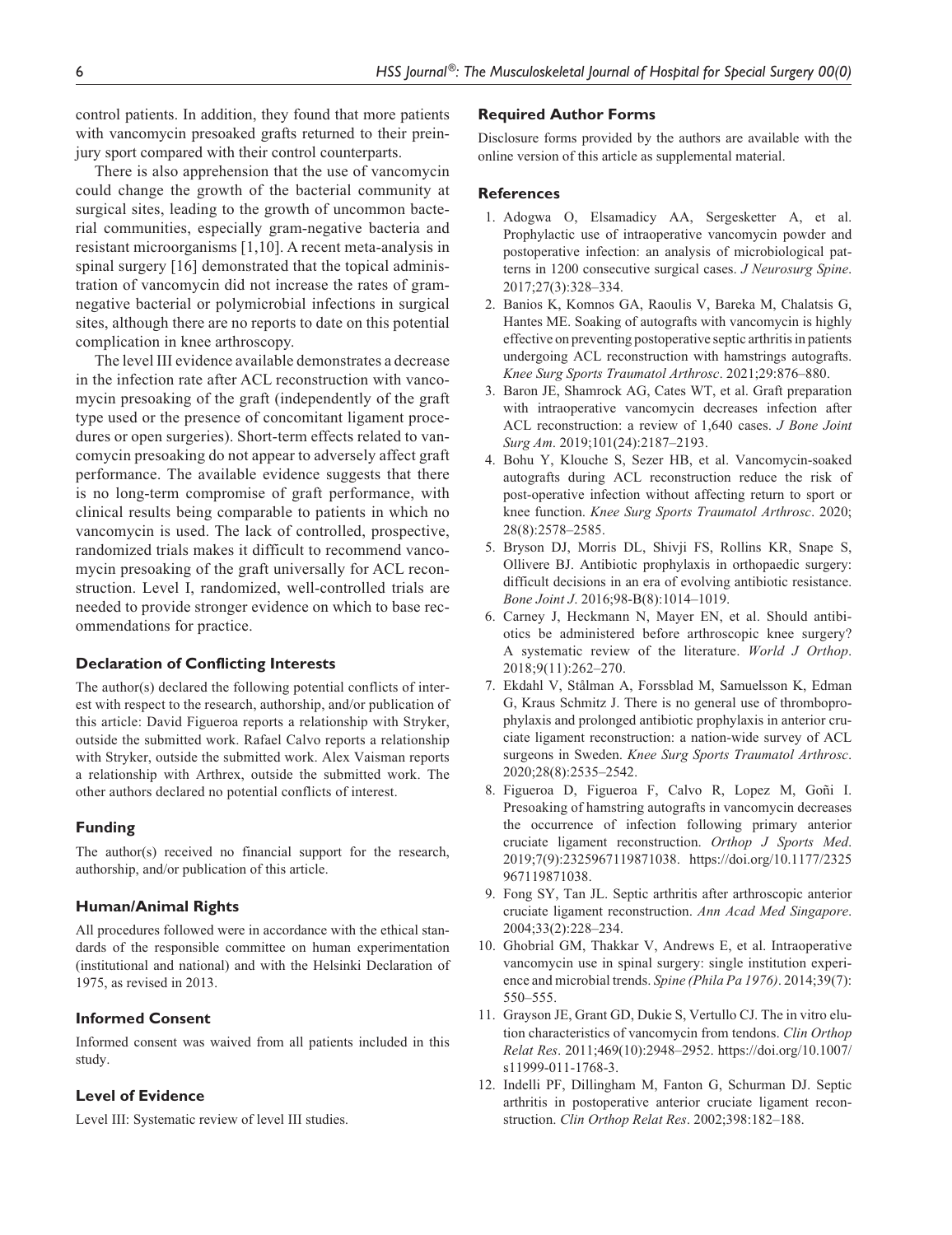control patients. In addition, they found that more patients with vancomycin presoaked grafts returned to their preinjury sport compared with their control counterparts.

There is also apprehension that the use of vancomycin could change the growth of the bacterial community at surgical sites, leading to the growth of uncommon bacterial communities, especially gram-negative bacteria and resistant microorganisms [1,10]. A recent meta-analysis in spinal surgery [16] demonstrated that the topical administration of vancomycin did not increase the rates of gram-negative bacterial or polymicrobial infections in surgical sites, although there are no reports to date on this potential complication in knee arthroscopy.

The level III evidence available demonstrates a decrease in the infection rate after ACL reconstruction with vancomycin presoaking of the graft (independently of the graft type used or the presence of concomitant ligament procedures or open surgeries). Short-term effects related to vancomycin presoaking do not appear to adversely affect graft performance. The available evidence suggests that there is no long-term compromise of graft performance, with clinical results being comparable to patients in which no vancomycin is used. The lack of controlled, prospective, randomized trials makes it difficult to recommend vancomycin presoaking of the graft universally for ACL reconstruction. Level I, randomized, well-controlled trials are needed to provide stronger evidence on which to base recommendations for practice.

### Declaration of Conflicting Interests

The author(s) declared the following potential conflicts of interest with respect to the research, authorship, and/or publication of this article: David Figueroa reports a relationship with Stryker, outside the submitted work. Rafael Calvo reports a relationship with Stryker, outside the submitted work. Alex Vaisman reports a relationship with Arthrex, outside the submitted work. The other authors declared no potential conflicts of interest.

### Funding

The author(s) received no financial support for the research, authorship, and/or publication of this article.

### Human/Animal Rights

All procedures followed were in accordance with the ethical standards of the responsible committee on human experimentation (institutional and national) and with the Helsinki Declaration of 1975, as revised in 2013.

### Informed Consent

Informed consent was waived from all patients included in this study.

### Level of Evidence

Level III: Systematic review of level III studies.

### Required Author Forms

Disclosure forms provided by the authors are available with the online version of this article as supplemental material.

### References

1. Adogwa O, Elsamadicy AA, Sergesketter A, et al. Prophylactic use of intraoperative vancomycin powder and postoperative infection: an analysis of microbiological patterns in 1200 consecutive surgical cases. *J Neurosurg Spine*. 2017;27(3):328–334.
2. Banios K, Komnos GA, Raoulis V, Bareka M, Chalatsis G, Hantes ME. Soaking of autografts with vancomycin is highly effective on preventing postoperative septic arthritis in patients undergoing ACL reconstruction with hamstrings autografts. *Knee Surg Sports Traumatol Arthrosc*. 2021;29:876–880.
3. Baron JE, Shamrock AG, Cates WT, et al. Graft preparation with intraoperative vancomycin decreases infection after ACL reconstruction: a review of 1,640 cases. *J Bone Joint Surg Am*. 2019;101(24):2187–2193.
4. Bohu Y, Klouche S, Sezer HB, et al. Vancomycin-soaked autografts during ACL reconstruction reduce the risk of post-operative infection without affecting return to sport or knee function. *Knee Surg Sports Traumatol Arthrosc*. 2020; 28(8):2578–2585.
5. Bryson DJ, Morris DL, Shivji FS, Rollins KR, Snape S, Ollivere BJ. Antibiotic prophylaxis in orthopaedic surgery: difficult decisions in an era of evolving antibiotic resistance. *Bone Joint J*. 2016;98-B(8):1014–1019.
6. Carney J, Heckmann N, Mayer EN, et al. Should antibiotics be administered before arthroscopic knee surgery? A systematic review of the literature. *World J Orthop*. 2018;9(11):262–270.
7. Ekdahl V, Stålman A, Forssblad M, Samuelsson K, Edman G, Kraus Schmitz J. There is no general use of thromboprophylaxis and prolonged antibiotic prophylaxis in anterior cruciate ligament reconstruction: a nation-wide survey of ACL surgeons in Sweden. *Knee Surg Sports Traumatol Arthrosc*. 2020;28(8):2535–2542.
8. Figueroa D, Figueroa F, Calvo R, Lopez M, Goñi I. Presoaking of hamstring autografts in vancomycin decreases the occurrence of infection following primary anterior cruciate ligament reconstruction. *Orthop J Sports Med*. 2019;7(9):2325967119871038. https://doi.org/10.1177/2325967119871038.
9. Fong SY, Tan JL. Septic arthritis after arthroscopic anterior cruciate ligament reconstruction. *Ann Acad Med Singapore*. 2004;33(2):228–234.
10. Ghobrial GM, Thakkar V, Andrews E, et al. Intraoperative vancomycin use in spinal surgery: single institution experience and microbial trends. *Spine (Phila Pa 1976)*. 2014;39(7): 550–555.
11. Grayson JE, Grant GD, Dukie S, Vertullo CJ. The in vitro elution characteristics of vancomycin from tendons. *Clin Orthop Relat Res*. 2011;469(10):2948–2952. https://doi.org/10.1007/s11999-011-1768-3.
12. Indelli PF, Dillingham M, Fanton G, Schurman DJ. Septic arthritis in postoperative anterior cruciate ligament reconstruction. *Clin Orthop Relat Res*. 2002;398:182–188.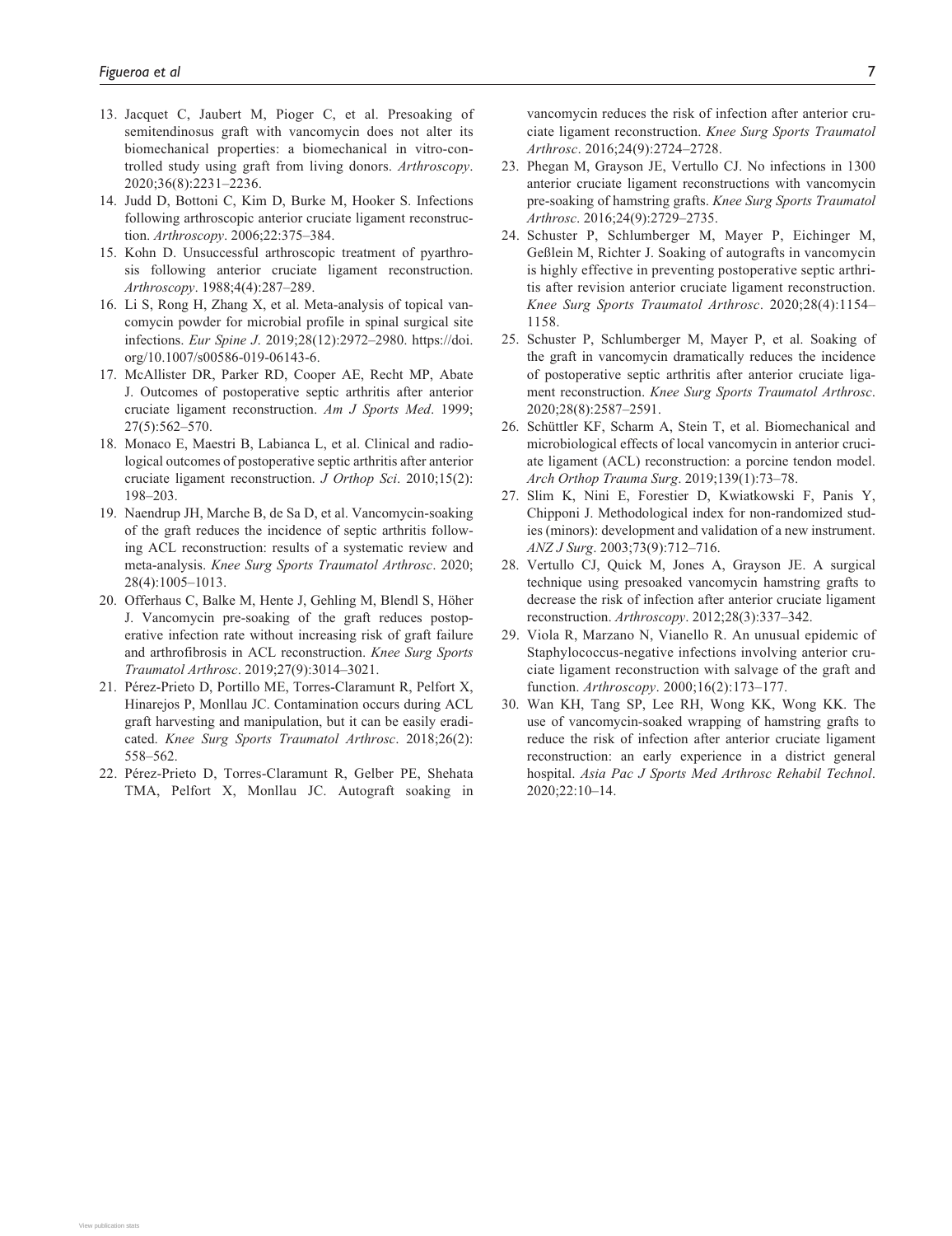13. Jacquet C, Jaubert M, Pioger C, et al. Presoaking of semitendinosus graft with vancomycin does not alter its biomechanical properties: a biomechanical in vitro-controlled study using graft from living donors. *Arthroscopy*. 2020;36(8):2231–2236.
14. Judd D, Bottoni C, Kim D, Burke M, Hooker S. Infections following arthroscopic anterior cruciate ligament reconstruction. *Arthroscopy*. 2006;22:375–384.
15. Kohn D. Unsuccessful arthroscopic treatment of pyarthrosis following anterior cruciate ligament reconstruction. *Arthroscopy*. 1988;4(4):287–289.
16. Li S, Rong H, Zhang X, et al. Meta-analysis of topical vancomycin powder for microbial profile in spinal surgical site infections. *Eur Spine J*. 2019;28(12):2972–2980. https://doi.org/10.1007/s00586-019-06143-6.
17. McAllister DR, Parker RD, Cooper AE, Recht MP, Abate J. Outcomes of postoperative septic arthritis after anterior cruciate ligament reconstruction. *Am J Sports Med*. 1999; 27(5):562–570.
18. Monaco E, Maestri B, Labianca L, et al. Clinical and radiological outcomes of postoperative septic arthritis after anterior cruciate ligament reconstruction. *J Orthop Sci*. 2010;15(2): 198–203.
19. Naendrup JH, Marche B, de Sa D, et al. Vancomycin-soaking of the graft reduces the incidence of septic arthritis following ACL reconstruction: results of a systematic review and meta-analysis. *Knee Surg Sports Traumatol Arthrosc*. 2020; 28(4):1005–1013.
20. Offerhaus C, Balke M, Hente J, Gehling M, Blendl S, Höher J. Vancomycin pre-soaking of the graft reduces postoperative infection rate without increasing risk of graft failure and arthrofibrosis in ACL reconstruction. *Knee Surg Sports Traumatol Arthrosc*. 2019;27(9):3014–3021.
21. Pérez-Prieto D, Portillo ME, Torres-Claramunt R, Pelfort X, Hinarejos P, Monllau JC. Contamination occurs during ACL graft harvesting and manipulation, but it can be easily eradicated. *Knee Surg Sports Traumatol Arthrosc*. 2018;26(2): 558–562.
22. Pérez-Prieto D, Torres-Claramunt R, Gelber PE, Shehata TMA, Pelfort X, Monllau JC. Autograft soaking in vancomycin reduces the risk of infection after anterior cruciate ligament reconstruction. *Knee Surg Sports Traumatol Arthrosc*. 2016;24(9):2724–2728.
23. Phegan M, Grayson JE, Vertullo CJ. No infections in 1300 anterior cruciate ligament reconstructions with vancomycin pre-soaking of hamstring grafts. *Knee Surg Sports Traumatol Arthrosc*. 2016;24(9):2729–2735.
24. Schuster P, Schlumberger M, Mayer P, Eichinger M, Geßlein M, Richter J. Soaking of autografts in vancomycin is highly effective in preventing postoperative septic arthritis after revision anterior cruciate ligament reconstruction. *Knee Surg Sports Traumatol Arthrosc*. 2020;28(4):1154–1158.
25. Schuster P, Schlumberger M, Mayer P, et al. Soaking of the graft in vancomycin dramatically reduces the incidence of postoperative septic arthritis after anterior cruciate ligament reconstruction. *Knee Surg Sports Traumatol Arthrosc*. 2020;28(8):2587–2591.
26. Schüttler KF, Scharm A, Stein T, et al. Biomechanical and microbiological effects of local vancomycin in anterior cruciate ligament (ACL) reconstruction: a porcine tendon model. *Arch Orthop Trauma Surg*. 2019;139(1):73–78.
27. Slim K, Nini E, Forestier D, Kwiatkowski F, Panis Y, Chipponi J. Methodological index for non-randomized studies (minors): development and validation of a new instrument. *ANZ J Surg*. 2003;73(9):712–716.
28. Vertullo CJ, Quick M, Jones A, Grayson JE. A surgical technique using presoaked vancomycin hamstring grafts to decrease the risk of infection after anterior cruciate ligament reconstruction. *Arthroscopy*. 2012;28(3):337–342.
29. Viola R, Marzano N, Vianello R. An unusual epidemic of Staphylococcus-negative infections involving anterior cruciate ligament reconstruction with salvage of the graft and function. *Arthroscopy*. 2000;16(2):173–177.
30. Wan KH, Tang SP, Lee RH, Wong KK, Wong KK. The use of vancomycin-soaked wrapping of hamstring grafts to reduce the risk of infection after anterior cruciate ligament reconstruction: an early experience in a district general hospital. *Asia Pac J Sports Med Arthrosc Rehabil Technol*. 2020;22:10–14.